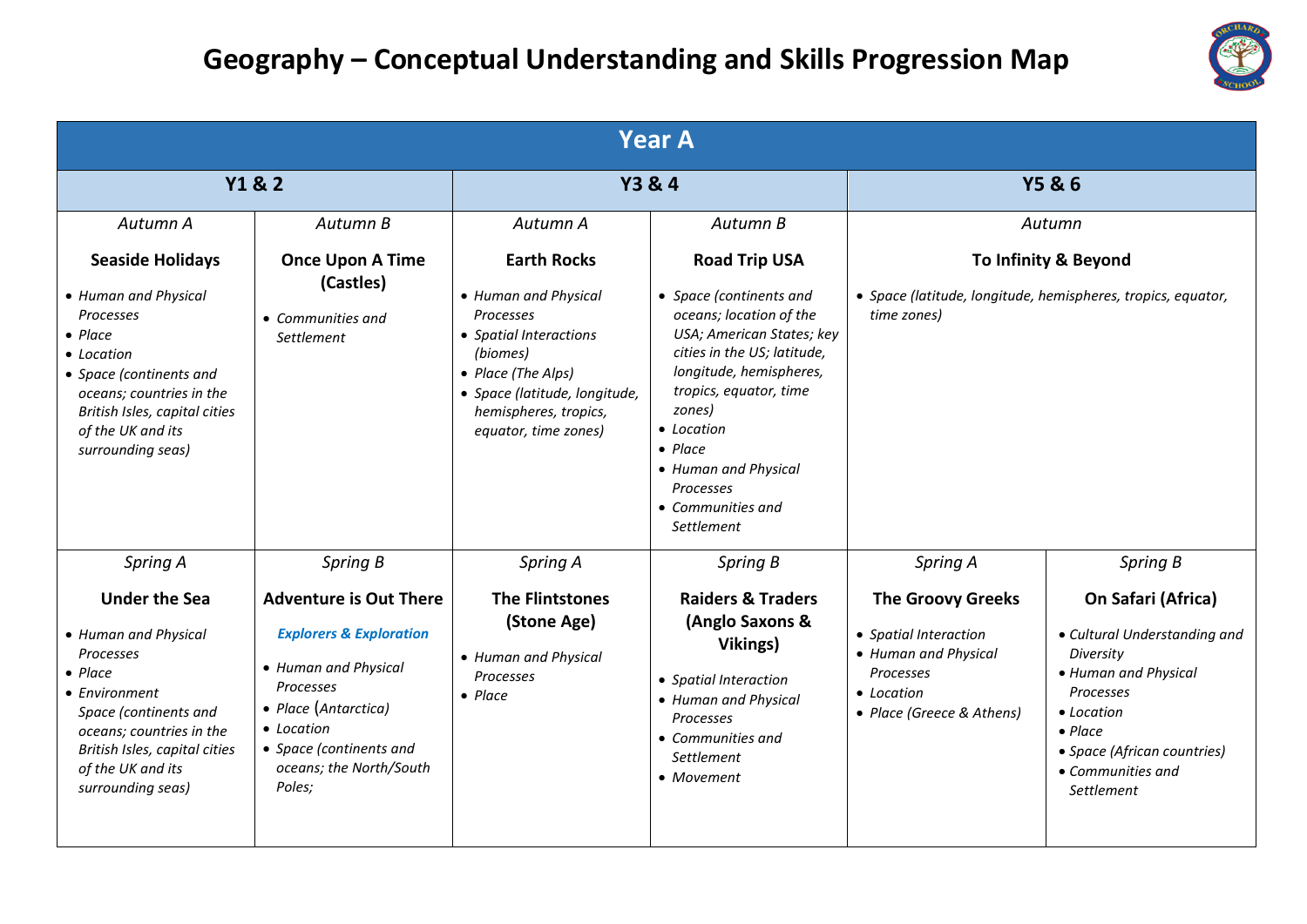# Geography – Conceptual Understanding and Skills Progression Map

| Year A | | | | | |
|---|---|---|---|---|---|
| **Y1 & 2** | | **Y3 & 4** | | **Y5 & 6** | |
| *Autumn A*<br><br>**Seaside Holidays**<br><br>• *Human and Physical Processes*<br>• *Place*<br>• *Location*<br>• *Space (continents and oceans; countries in the British Isles, capital cities of the UK and its surrounding seas)* | *Autumn B*<br><br>**Once Upon A Time (Castles)**<br><br>• *Communities and Settlement* | *Autumn A*<br><br>**Earth Rocks**<br><br>• *Human and Physical Processes*<br>• *Spatial Interactions (biomes)*<br>• *Place (The Alps)*<br>• *Space (latitude, longitude, hemispheres, tropics, equator, time zones)* | *Autumn B*<br><br>**Road Trip USA**<br><br>• *Space (continents and oceans; location of the USA; American States; key cities in the US; latitude, longitude, hemispheres, tropics, equator, time zones)*<br>• *Location*<br>• *Place*<br>• *Human and Physical Processes*<br>• *Communities and Settlement* | *Autumn*<br><br>**To Infinity & Beyond**<br><br>• *Space (latitude, longitude, hemispheres, tropics, equator, time zones)* | |
| *Spring A*<br><br>**Under the Sea**<br><br>• *Human and Physical Processes*<br>• *Place*<br>• *Environment*<br>*Space (continents and oceans; countries in the British Isles, capital cities of the UK and its surrounding seas)* | *Spring B*<br><br>**Adventure is Out There**<br><br>***Explorers & Exploration***<br><br>• *Human and Physical Processes*<br>• *Place (Antarctica)*<br>• *Location*<br>• *Space (continents and oceans; the North/South Poles;* | *Spring A*<br><br>**The Flintstones (Stone Age)**<br><br>• *Human and Physical Processes*<br>• *Place* | *Spring B*<br><br>**Raiders & Traders (Anglo Saxons & Vikings)**<br><br>• *Spatial Interaction*<br>• *Human and Physical Processes*<br>• *Communities and Settlement*<br>• *Movement* | *Spring A*<br><br>**The Groovy Greeks**<br><br>• *Spatial Interaction*<br>• *Human and Physical Processes*<br>• *Location*<br>• *Place (Greece & Athens)* | *Spring B*<br><br>**On Safari (Africa)**<br><br>• *Cultural Understanding and Diversity*<br>• *Human and Physical Processes*<br>• *Location*<br>• *Place*<br>• *Space (African countries)*<br>• *Communities and Settlement* |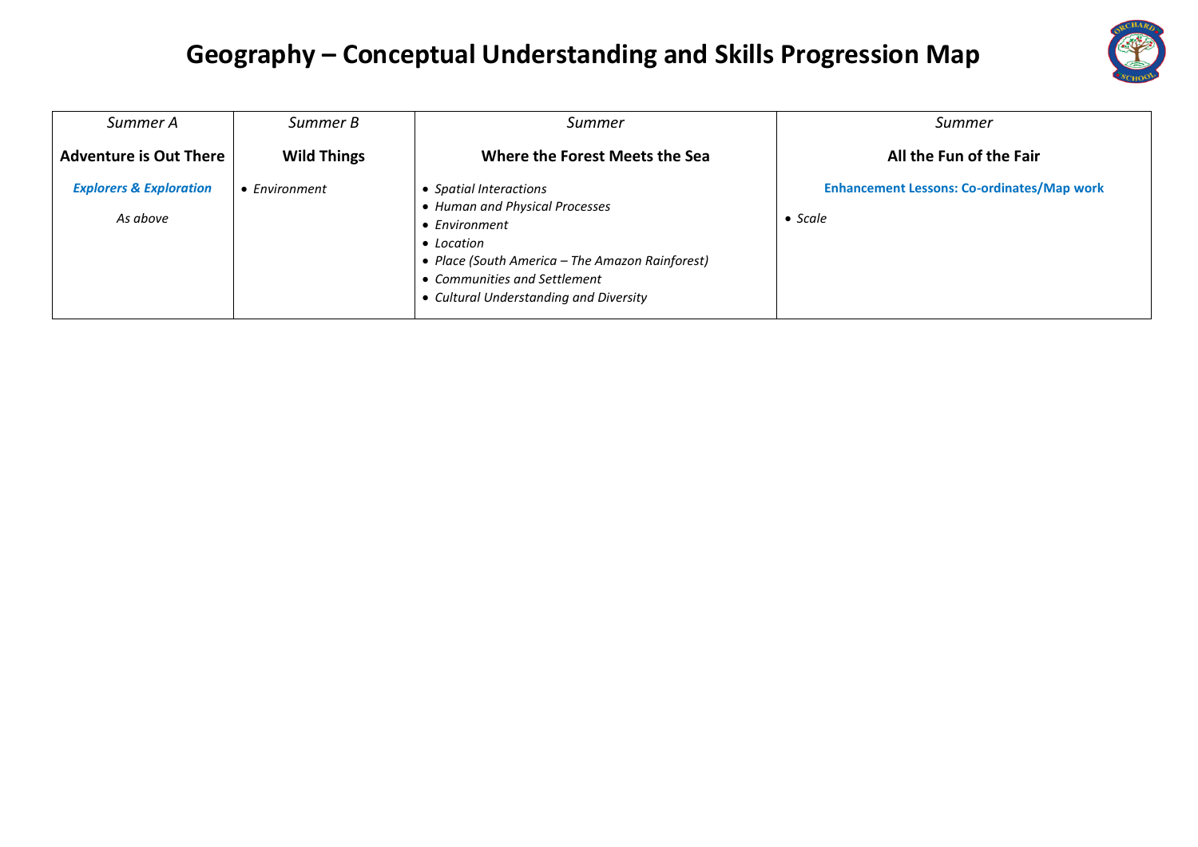# Geography – Conceptual Understanding and Skills Progression Map

| *Summer A*<br><br>**Adventure is Out There** | *Summer B*<br><br>**Wild Things** | *Summer*<br><br>**Where the Forest Meets the Sea** | *Summer*<br><br>**All the Fun of the Fair** |
|---|---|---|---|
| ***Explorers & Exploration***<br><br>*As above* | • *Environment* | • *Spatial Interactions*<br>• *Human and Physical Processes*<br>• *Environment*<br>• *Location*<br>• *Place (South America – The Amazon Rainforest)*<br>• *Communities and Settlement*<br>• *Cultural Understanding and Diversity* | **Enhancement Lessons: Co-ordinates/Map work**<br><br>• *Scale* |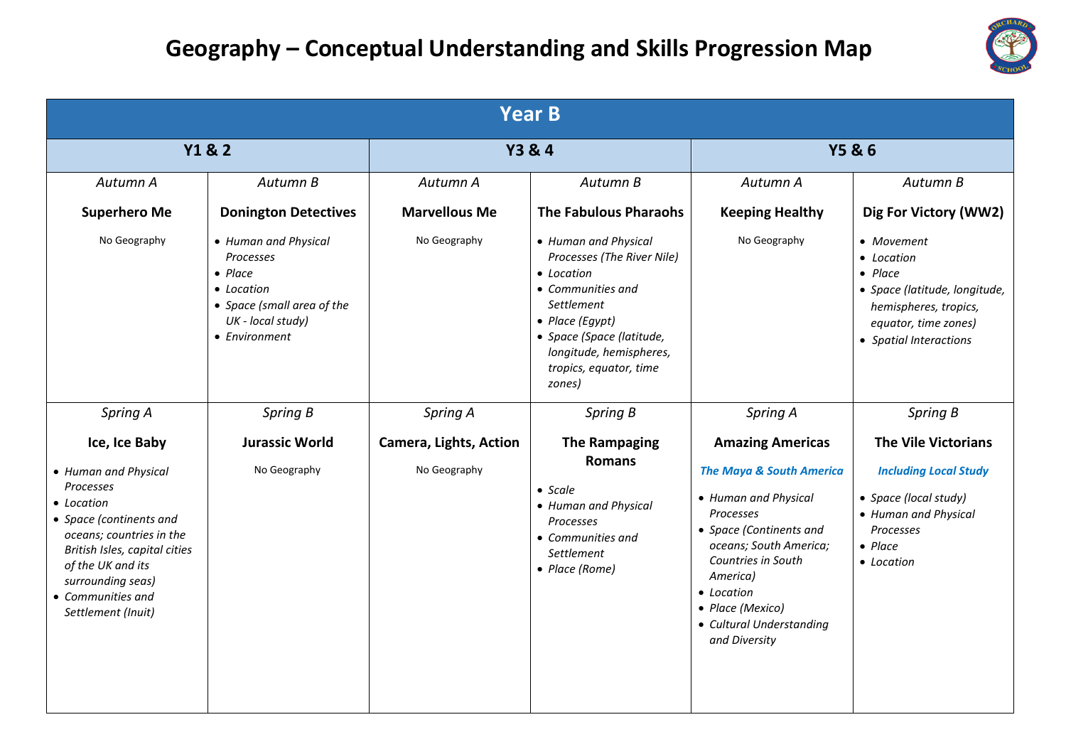# Geography – Conceptual Understanding and Skills Progression Map

| Year B | | | | | |
|---|---|---|---|---|---|
| **Y1 & 2** | | **Y3 & 4** | | **Y5 & 6** | |
| *Autumn A*<br><br>**Superhero Me**<br><br>No Geography | *Autumn B*<br><br>**Donington Detectives**<br><br>• *Human and Physical Processes*<br>• *Place*<br>• *Location*<br>• *Space (small area of the UK - local study)*<br>• *Environment* | *Autumn A*<br><br>**Marvellous Me**<br><br>No Geography | *Autumn B*<br><br>**The Fabulous Pharaohs**<br><br>• *Human and Physical Processes (The River Nile)*<br>• *Location*<br>• *Communities and Settlement*<br>• *Place (Egypt)*<br>• *Space (Space (latitude, longitude, hemispheres, tropics, equator, time zones)* | *Autumn A*<br><br>**Keeping Healthy**<br><br>No Geography | *Autumn B*<br><br>**Dig For Victory (WW2)**<br><br>• *Movement*<br>• *Location*<br>• *Place*<br>• *Space (latitude, longitude, hemispheres, tropics, equator, time zones)*<br>• *Spatial Interactions* |
| *Spring A*<br><br>**Ice, Ice Baby**<br><br>• *Human and Physical Processes*<br>• *Location*<br>• *Space (continents and oceans; countries in the British Isles, capital cities of the UK and its surrounding seas)*<br>• *Communities and Settlement (Inuit)* | *Spring B*<br><br>**Jurassic World**<br><br>No Geography | *Spring A*<br><br>**Camera, Lights, Action**<br><br>No Geography | *Spring B*<br><br>**The Rampaging Romans**<br><br>• *Scale*<br>• *Human and Physical Processes*<br>• *Communities and Settlement*<br>• *Place (Rome)* | *Spring A*<br><br>**Amazing Americas**<br><br>***The Maya & South America***<br><br>• *Human and Physical Processes*<br>• *Space (Continents and oceans; South America; Countries in South America)*<br>• *Location*<br>• *Place (Mexico)*<br>• *Cultural Understanding and Diversity* | *Spring B*<br><br>**The Vile Victorians**<br><br>***Including Local Study***<br><br>• *Space (local study)*<br>• *Human and Physical Processes*<br>• *Place*<br>• *Location* |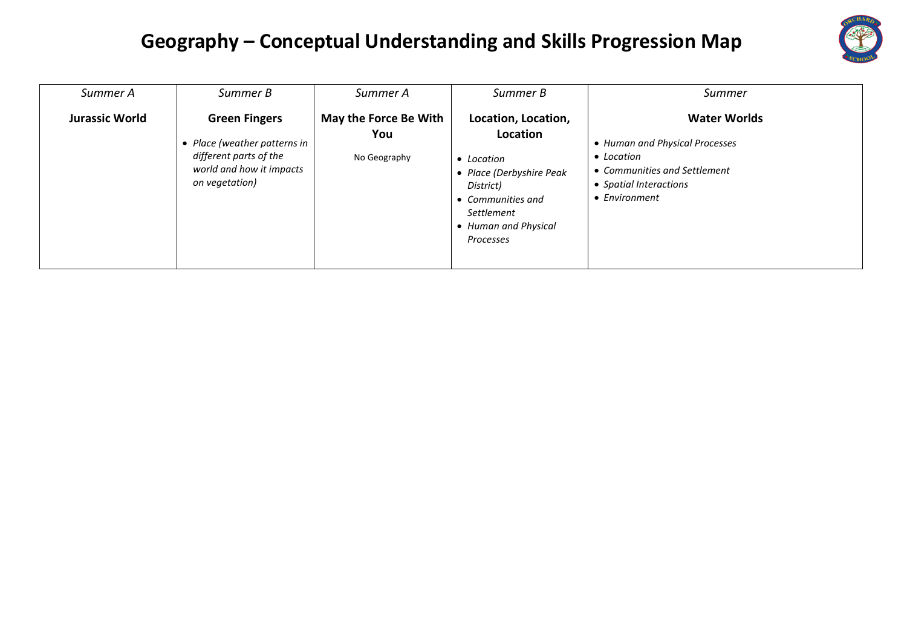# Geography – Conceptual Understanding and Skills Progression Map

| *Summer A* | *Summer B* | *Summer A* | *Summer B* | *Summer* |
|---|---|---|---|---|
| **Jurassic World** | **Green Fingers**<br>• *Place (weather patterns in different parts of the world and how it impacts on vegetation)* | **May the Force Be With You**<br>No Geography | **Location, Location, Location**<br>• *Location*<br>• *Place (Derbyshire Peak District)*<br>• *Communities and Settlement*<br>• *Human and Physical Processes* | **Water Worlds**<br>• *Human and Physical Processes*<br>• *Location*<br>• *Communities and Settlement*<br>• *Spatial Interactions*<br>• *Environment* |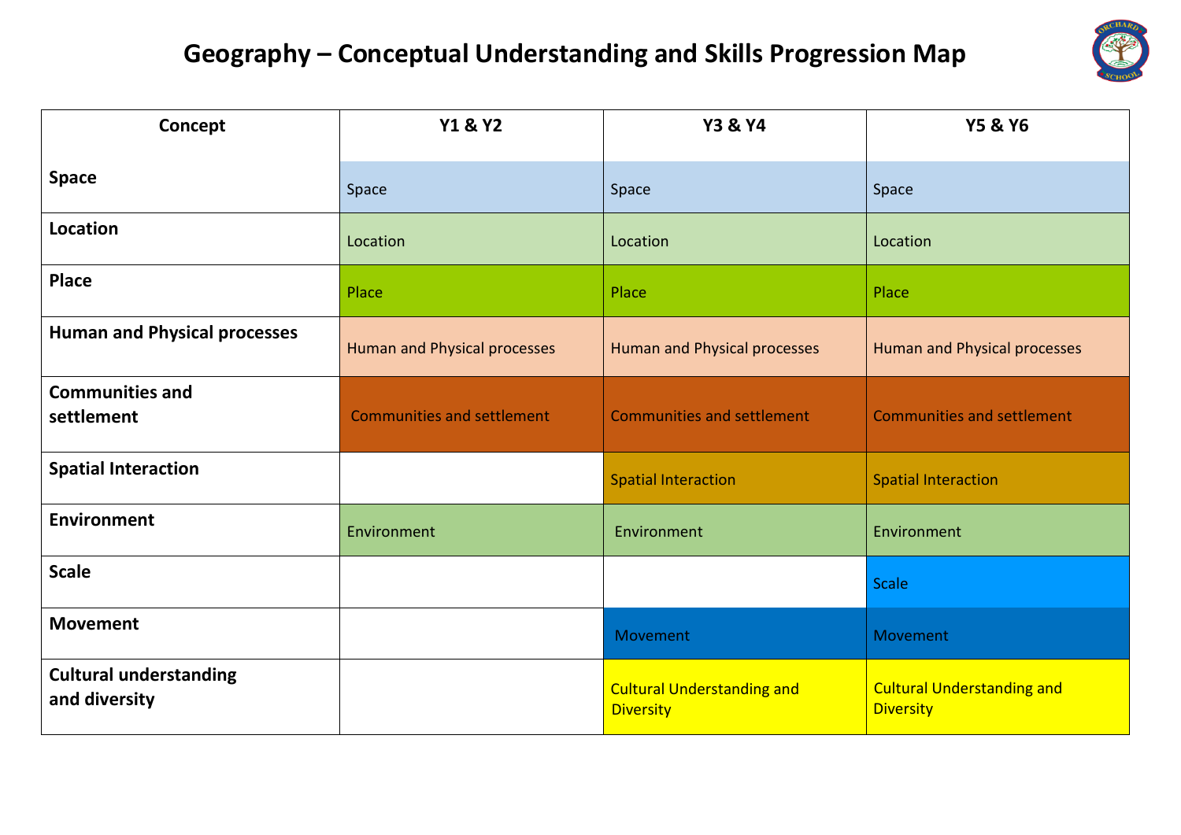# Geography – Conceptual Understanding and Skills Progression Map

| Concept | Y1 & Y2 | Y3 & Y4 | Y5 & Y6 |
|---|---|---|---|
| **Space** | Space | Space | Space |
| **Location** | Location | Location | Location |
| **Place** | Place | Place | Place |
| **Human and Physical processes** | Human and Physical processes | Human and Physical processes | Human and Physical processes |
| **Communities and settlement** | Communities and settlement | Communities and settlement | Communities and settlement |
| **Spatial Interaction** | | Spatial Interaction | Spatial Interaction |
| **Environment** | Environment | Environment | Environment |
| **Scale** | | | Scale |
| **Movement** | | Movement | Movement |
| **Cultural understanding and diversity** | | Cultural Understanding and Diversity | Cultural Understanding and Diversity |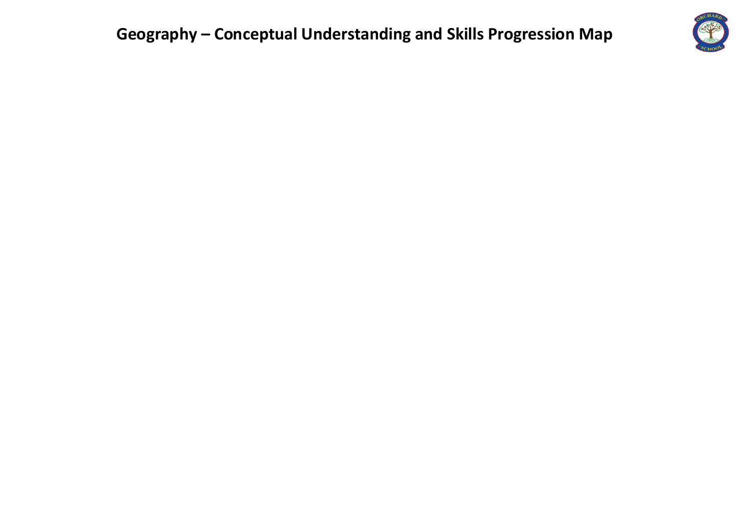# Geography – Conceptual Understanding and Skills Progression Map